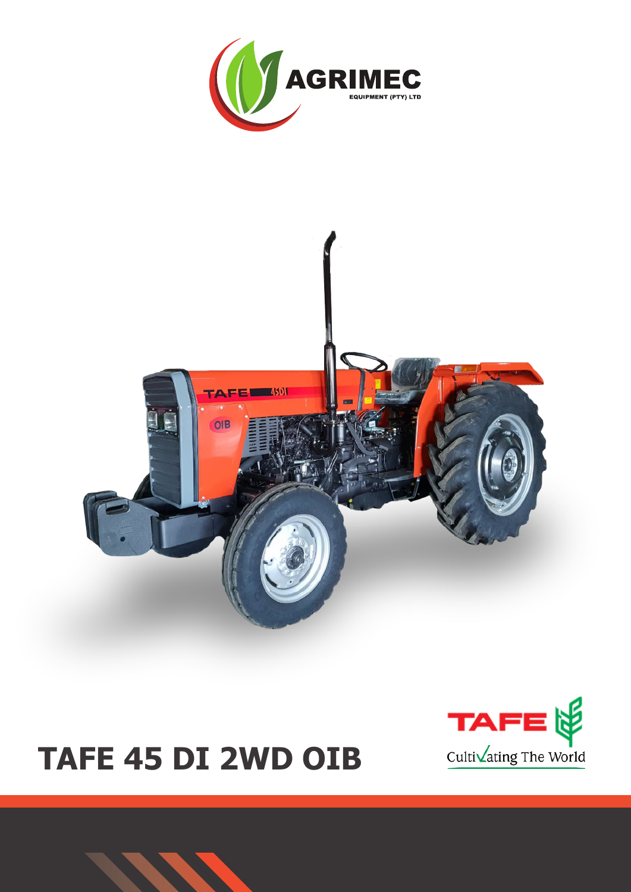AGRIMEC

EQUIPMENT (PTY) LTD

# TAFE 45 DI 2WD OIB

TAFE

CultiVating The World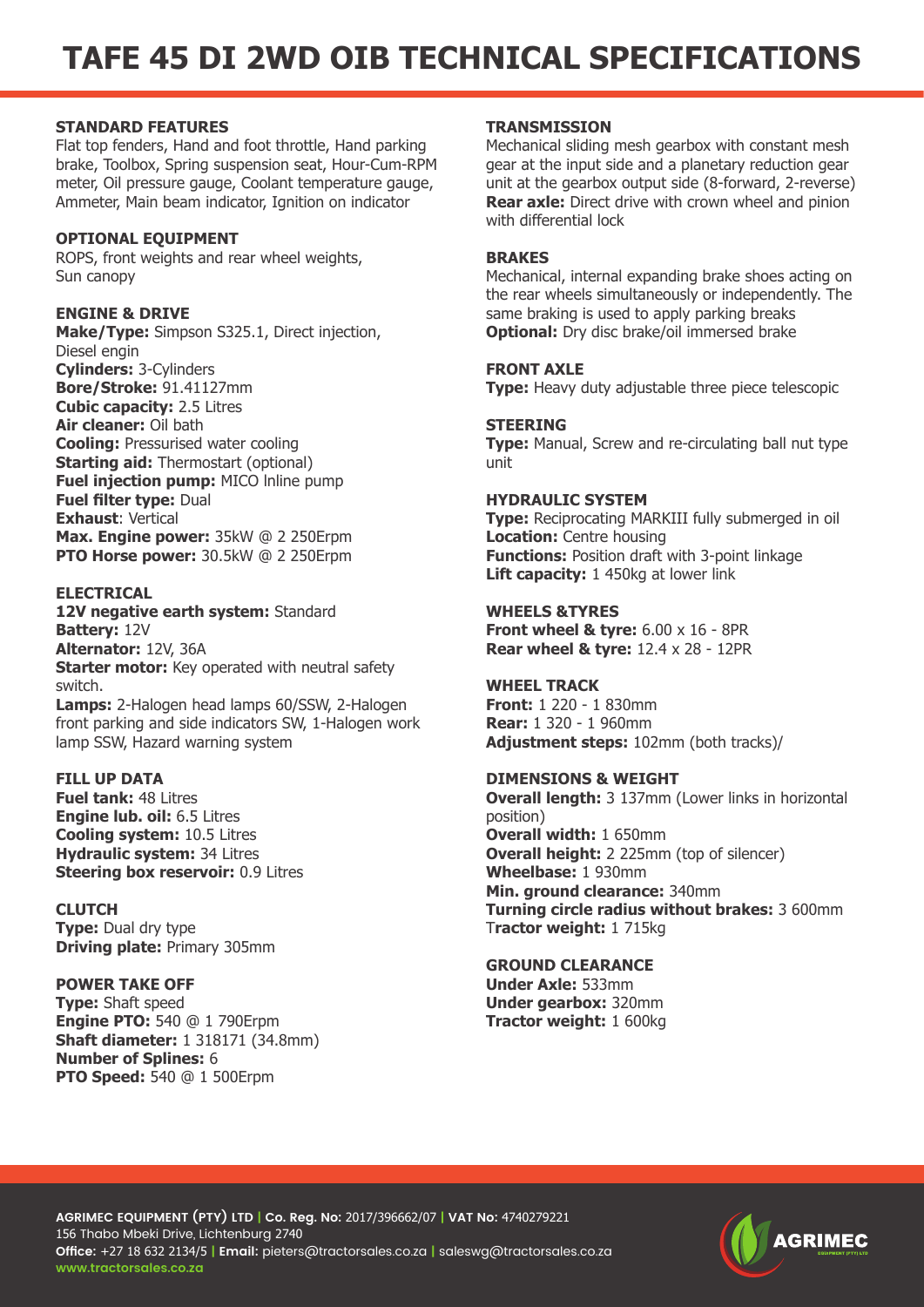# TAFE 45 DI 2WD OIB TECHNICAL SPECIFICATIONS

**STANDARD FEATURES**
Flat top fenders, Hand and foot throttle, Hand parking brake, Toolbox, Spring suspension seat, Hour-Cum-RPM meter, Oil pressure gauge, Coolant temperature gauge, Ammeter, Main beam indicator, Ignition on indicator

**OPTIONAL EQUIPMENT**
ROPS, front weights and rear wheel weights, Sun canopy

**ENGINE & DRIVE**
**Make/Type:** Simpson S325.1, Direct injection, Diesel engin
**Cylinders:** 3-Cylinders
**Bore/Stroke:** 91.41127mm
**Cubic capacity:** 2.5 Litres
**Air cleaner:** Oil bath
**Cooling:** Pressurised water cooling
**Starting aid:** Thermostart (optional)
**Fuel injection pump:** MICO Inline pump
**Fuel filter type:** Dual
**Exhaust**: Vertical
**Max. Engine power:** 35kW @ 2 250Erpm
**PTO Horse power:** 30.5kW @ 2 250Erpm

**ELECTRICAL**
**12V negative earth system:** Standard
**Battery:** 12V
**Alternator:** 12V, 36A
**Starter motor:** Key operated with neutral safety switch.
**Lamps:** 2-Halogen head lamps 60/SSW, 2-Halogen front parking and side indicators SW, 1-Halogen work lamp SSW, Hazard warning system

**FILL UP DATA**
**Fuel tank:** 48 Litres
**Engine lub. oil:** 6.5 Litres
**Cooling system:** 10.5 Litres
**Hydraulic system:** 34 Litres
**Steering box reservoir:** 0.9 Litres

**CLUTCH**
**Type:** Dual dry type
**Driving plate:** Primary 305mm

**POWER TAKE OFF**
**Type:** Shaft speed
**Engine PTO:** 540 @ 1 790Erpm
**Shaft diameter:** 1 318171 (34.8mm)
**Number of Splines:** 6
**PTO Speed:** 540 @ 1 500Erpm

**TRANSMISSION**
Mechanical sliding mesh gearbox with constant mesh gear at the input side and a planetary reduction gear unit at the gearbox output side (8-forward, 2-reverse)
**Rear axle:** Direct drive with crown wheel and pinion with differential lock

**BRAKES**
Mechanical, internal expanding brake shoes acting on the rear wheels simultaneously or independently. The same braking is used to apply parking breaks
**Optional:** Dry disc brake/oil immersed brake

**FRONT AXLE**
**Type:** Heavy duty adjustable three piece telescopic

**STEERING**
**Type:** Manual, Screw and re-circulating ball nut type unit

**HYDRAULIC SYSTEM**
**Type:** Reciprocating MARKIII fully submerged in oil
**Location:** Centre housing
**Functions:** Position draft with 3-point linkage
**Lift capacity:** 1 450kg at lower link

**WHEELS &TYRES**
**Front wheel & tyre:** 6.00 x 16 - 8PR
**Rear wheel & tyre:** 12.4 x 28 - 12PR

**WHEEL TRACK**
**Front:** 1 220 - 1 830mm
**Rear:** 1 320 - 1 960mm
**Adjustment steps:** 102mm (both tracks)/

**DIMENSIONS & WEIGHT**
**Overall length:** 3 137mm (Lower links in horizontal position)
**Overall width:** 1 650mm
**Overall height:** 2 225mm (top of silencer)
**Wheelbase:** 1 930mm
**Min. ground clearance:** 340mm
**Turning circle radius without brakes:** 3 600mm
T**ractor weight:** 1 715kg

**GROUND CLEARANCE**
**Under Axle:** 533mm
**Under gearbox:** 320mm
**Tractor weight:** 1 600kg

**AGRIMEC EQUIPMENT (PTY) LTD** | **Co. Reg. No:** 2017/396662/07 | **VAT No:** 4740279221
156 Thabo Mbeki Drive, Lichtenburg 2740
**Office:** +27 18 632 2134/5 | **Email:** pieters@tractorsales.co.za | saleswg@tractorsales.co.za
www.tractorsales.co.za

AGRIMEC
EQUIPMENT (PTY) LTD